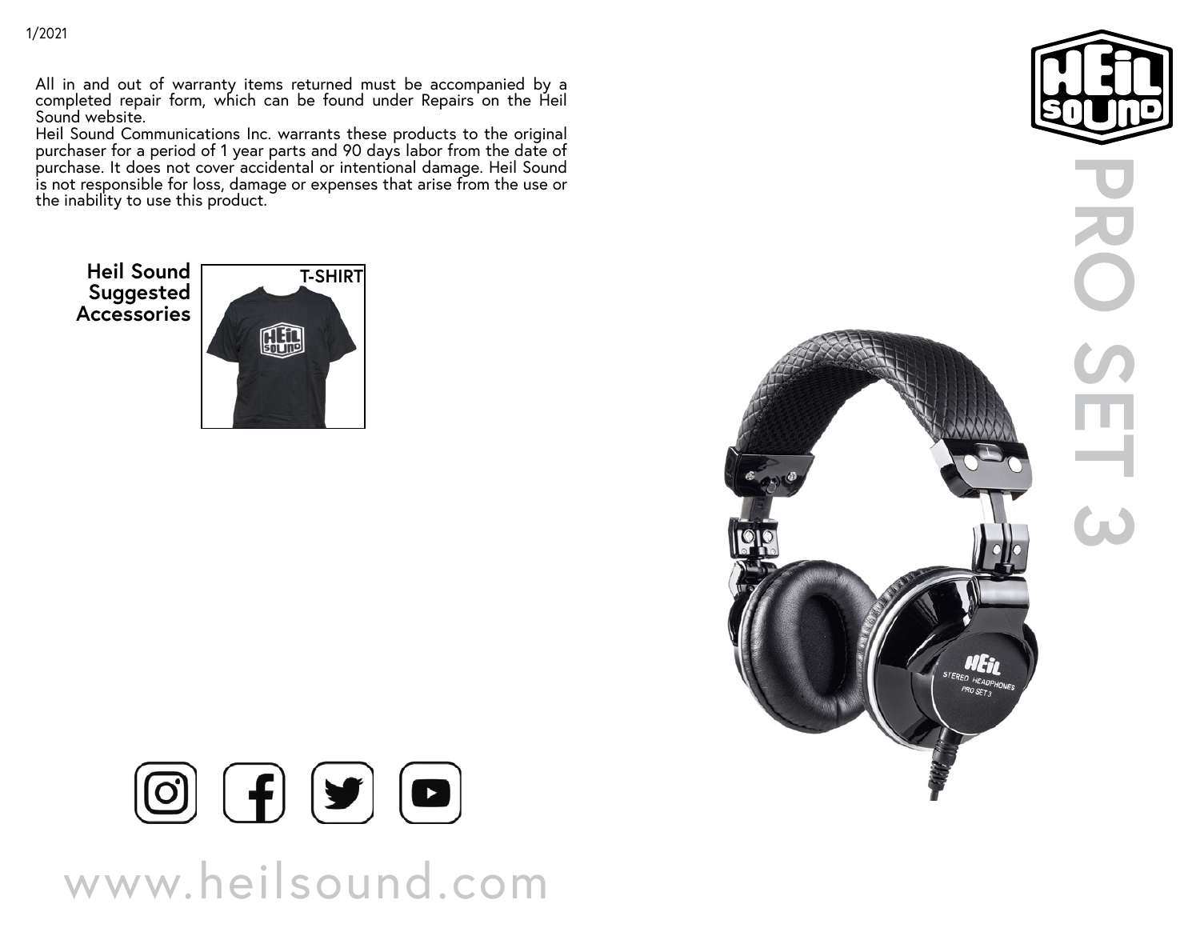1/2021

All in and out of warranty items returned must be accompanied by a completed repair form, which can be found under Repairs on the Heil Sound website.

Heil Sound Communications Inc. warrants these products to the original purchaser for a period of 1 year parts and 90 days labor from the date of purchase. It does not cover accidental or intentional damage. Heil Sound is not responsible for loss, damage or expenses that arise from the use or the inability to use this product.

**Heil Sound Suggested Accessories**

T-SHIRT

www.heilsound.com

# PRO SET 3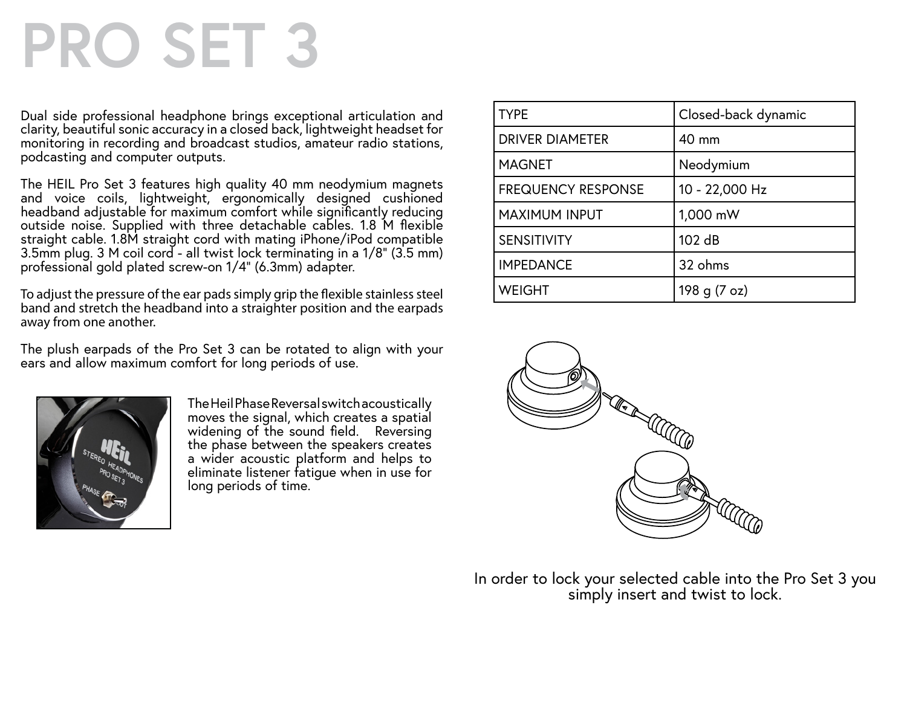# PRO SET 3

Dual side professional headphone brings exceptional articulation and clarity, beautiful sonic accuracy in a closed back, lightweight headset for monitoring in recording and broadcast studios, amateur radio stations, podcasting and computer outputs.

The HEIL Pro Set 3 features high quality 40 mm neodymium magnets and voice coils, lightweight, ergonomically designed cushioned headband adjustable for maximum comfort while significantly reducing outside noise. Supplied with three detachable cables. 1.8 M flexible straight cable. 1.8M straight cord with mating iPhone/iPod compatible 3.5mm plug. 3 M coil cord - all twist lock terminating in a 1/8" (3.5 mm) professional gold plated screw-on 1/4" (6.3mm) adapter.

To adjust the pressure of the ear pads simply grip the flexible stainless steel band and stretch the headband into a straighter position and the earpads away from one another.

The plush earpads of the Pro Set 3 can be rotated to align with your ears and allow maximum comfort for long periods of use.

The Heil Phase Reversal switch acoustically moves the signal, which creates a spatial widening of the sound field. Reversing the phase between the speakers creates a wider acoustic platform and helps to eliminate listener fatigue when in use for long periods of time.

| | |
|---|---|
| TYPE | Closed-back dynamic |
| DRIVER DIAMETER | 40 mm |
| MAGNET | Neodymium |
| FREQUENCY RESPONSE | 10 - 22,000 Hz |
| MAXIMUM INPUT | 1,000 mW |
| SENSITIVITY | 102 dB |
| IMPEDANCE | 32 ohms |
| WEIGHT | 198 g (7 oz) |

In order to lock your selected cable into the Pro Set 3 you simply insert and twist to lock.